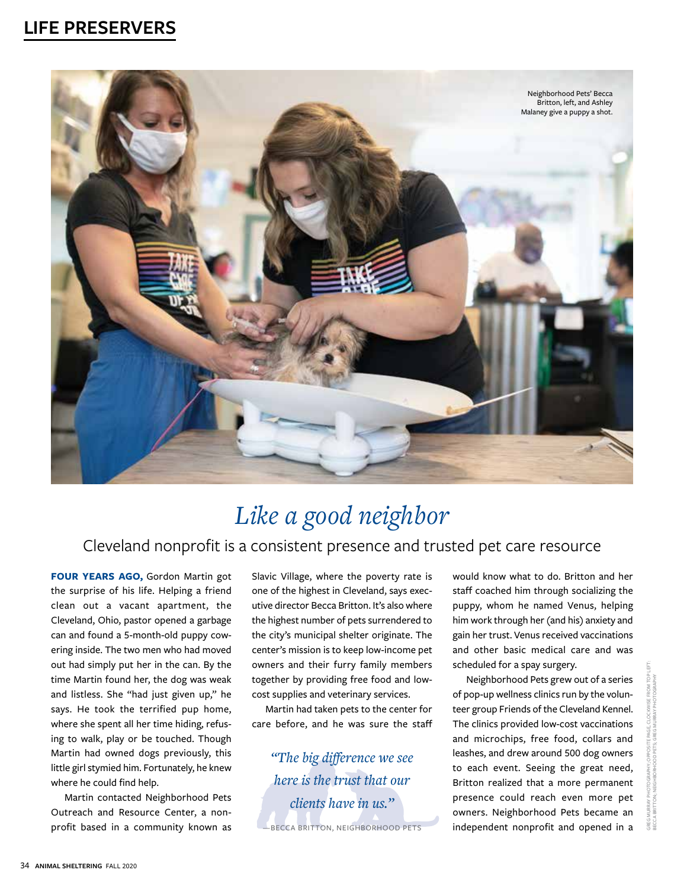## LIFE PRESERVERS

Neighborhood Pets' Becca Britton, left, and Ashley Malaney give a puppy a shot.

# *Like a good neighbor*

## Cleveland nonprofit is a consistent presence and trusted pet care resource

**FOUR YEARS AGO,** Gordon Martin got the surprise of his life. Helping a friend clean out a vacant apartment, the Cleveland, Ohio, pastor opened a garbage can and found a 5-month-old puppy cowering inside. The two men who had moved out had simply put her in the can. By the time Martin found her, the dog was weak and listless. She "had just given up," he says. He took the terrified pup home, where she spent all her time hiding, refusing to walk, play or be touched. Though Martin had owned dogs previously, this little girl stymied him. Fortunately, he knew where he could find help.

Martin contacted Neighborhood Pets Outreach and Resource Center, a nonprofit based in a community known as Slavic Village, where the poverty rate is one of the highest in Cleveland, says executive director Becca Britton. It's also where the highest number of pets surrendered to the city's municipal shelter originate. The center's mission is to keep low-income pet owners and their furry family members together by providing free food and low-cost supplies and veterinary services.

Martin had taken pets to the center for care before, and he was sure the staff would know what to do. Britton and her staff coached him through socializing the puppy, whom he named Venus, helping him work through her (and his) anxiety and gain her trust. Venus received vaccinations and other basic medical care and was scheduled for a spay surgery.

> *"The big difference we see here is the trust that our clients have in us."*
>
> —BECCA BRITTON, NEIGHBORHOOD PETS

Neighborhood Pets grew out of a series of pop-up wellness clinics run by the volunteer group Friends of the Cleveland Kennel. The clinics provided low-cost vaccinations and microchips, free food, collars and leashes, and drew around 500 dog owners to each event. Seeing the great need, Britton realized that a more permanent presence could reach even more pet owners. Neighborhood Pets became an independent nonprofit and opened in a

GREG MURRAY PHOTOGRAPHY; OPPOSITE PAGE, CLOCKWISE FROM TOP LEFT: BECCA BRITTON; NEIGHBORHOOD PETS; GREG MURRAY PHOTOGRAPHY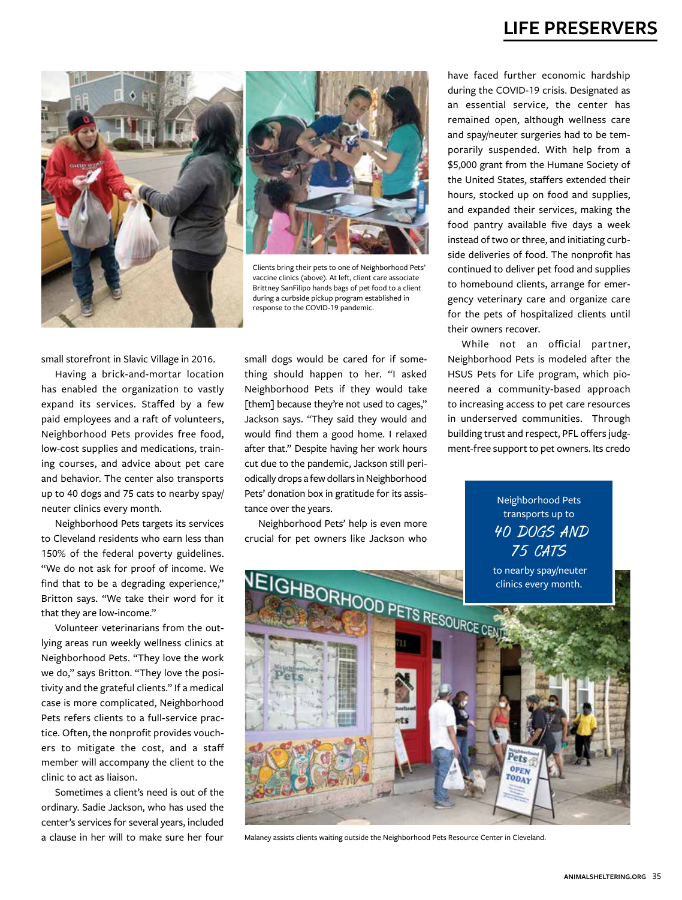Clients bring their pets to one of Neighborhood Pets' vaccine clinics (above). At left, client care associate Brittney SanFilipo hands bags of pet food to a client during a curbside pickup program established in response to the COVID-19 pandemic.

small storefront in Slavic Village in 2016.

Having a brick-and-mortar location has enabled the organization to vastly expand its services. Staffed by a few paid employees and a raft of volunteers, Neighborhood Pets provides free food, low-cost supplies and medications, training courses, and advice about pet care and behavior. The center also transports up to 40 dogs and 75 cats to nearby spay/neuter clinics every month.

Neighborhood Pets targets its services to Cleveland residents who earn less than 150% of the federal poverty guidelines. "We do not ask for proof of income. We find that to be a degrading experience," Britton says. "We take their word for it that they are low-income."

Volunteer veterinarians from the outlying areas run weekly wellness clinics at Neighborhood Pets. "They love the work we do," says Britton. "They love the positivity and the grateful clients." If a medical case is more complicated, Neighborhood Pets refers clients to a full-service practice. Often, the nonprofit provides vouchers to mitigate the cost, and a staff member will accompany the client to the clinic to act as liaison.

Sometimes a client's need is out of the ordinary. Sadie Jackson, who has used the center's services for several years, included a clause in her will to make sure her four small dogs would be cared for if something should happen to her. "I asked Neighborhood Pets if they would take [them] because they're not used to cages," Jackson says. "They said they would and would find them a good home. I relaxed after that." Despite having her work hours cut due to the pandemic, Jackson still periodically drops a few dollars in Neighborhood Pets' donation box in gratitude for its assistance over the years.

Neighborhood Pets' help is even more crucial for pet owners like Jackson who have faced further economic hardship during the COVID-19 crisis. Designated as an essential service, the center has remained open, although wellness care and spay/neuter surgeries had to be temporarily suspended. With help from a $5,000 grant from the Humane Society of the United States, staffers extended their hours, stocked up on food and supplies, and expanded their services, making the food pantry available five days a week instead of two or three, and initiating curbside deliveries of food. The nonprofit has continued to deliver pet food and supplies to homebound clients, arrange for emergency veterinary care and organize care for the pets of hospitalized clients until their owners recover.

While not an official partner, Neighborhood Pets is modeled after the HSUS Pets for Life program, which pioneered a community-based approach to increasing access to pet care resources in underserved communities. Through building trust and respect, PFL offers judgment-free support to pet owners. Its credo

Neighborhood Pets transports up to **40 DOGS AND 75 CATS** to nearby spay/neuter clinics every month.

Malaney assists clients waiting outside the Neighborhood Pets Resource Center in Cleveland.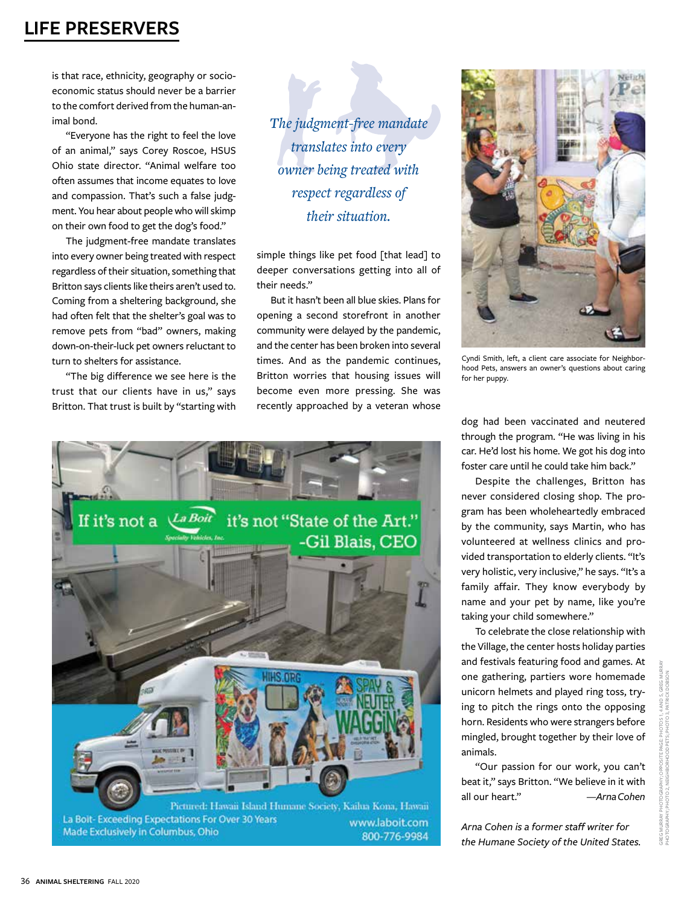is that race, ethnicity, geography or socioeconomic status should never be a barrier to the comfort derived from the human-animal bond.

"Everyone has the right to feel the love of an animal," says Corey Roscoe, HSUS Ohio state director. "Animal welfare too often assumes that income equates to love and compassion. That's such a false judgment. You hear about people who will skimp on their own food to get the dog's food."

The judgment-free mandate translates into every owner being treated with respect regardless of their situation, something that Britton says clients like theirs aren't used to. Coming from a sheltering background, she had often felt that the shelter's goal was to remove pets from "bad" owners, making down-on-their-luck pet owners reluctant to turn to shelters for assistance.

"The big difference we see here is the trust that our clients have in us," says Britton. That trust is built by "starting with simple things like pet food [that lead] to deeper conversations getting into all of their needs."

*The judgment-free mandate translates into every owner being treated with respect regardless of their situation.*

But it hasn't been all blue skies. Plans for opening a second storefront in another community were delayed by the pandemic, and the center has been broken into several times. And as the pandemic continues, Britton worries that housing issues will become even more pressing. She was recently approached by a veteran whose dog had been vaccinated and neutered through the program. "He was living in his car. He'd lost his home. We got his dog into foster care until he could take him back."

Cyndi Smith, left, a client care associate for Neighborhood Pets, answers an owner's questions about caring for her puppy.

Despite the challenges, Britton has never considered closing shop. The program has been wholeheartedly embraced by the community, says Martin, who has volunteered at wellness clinics and provided transportation to elderly clients. "It's very holistic, very inclusive," he says. "It's a family affair. They know everybody by name and your pet by name, like you're taking your child somewhere."

To celebrate the close relationship with the Village, the center hosts holiday parties and festivals featuring food and games. At one gathering, partiers wore homemade unicorn helmets and played ring toss, trying to pitch the rings onto the opposing horn. Residents who were strangers before mingled, brought together by their love of animals.

"Our passion for our work, you can't beat it," says Britton. "We believe in it with all our heart." —*Arna Cohen*

*Arna Cohen is a former staff writer for the Humane Society of the United States.*

If it's not a La Boit it's not "State of the Art." -Gil Blais, CEO

Pictured: Hawaii Island Humane Society, Kailua Kona, Hawaii

La Boit- Exceeding Expectations For Over 30 Years
Made Exclusively in Columbus, Ohio

www.laboit.com
800-776-9984

GREG MURRAY PHOTOGRAPHY; OPPOSITE PAGE: PHOTOS 1, 4 AND 5, GREG MURRAY PHOTOGRAPHY; PHOTO 2, NEIGHBORHOOD PETS; PHOTO 3, PATRICK DOBSON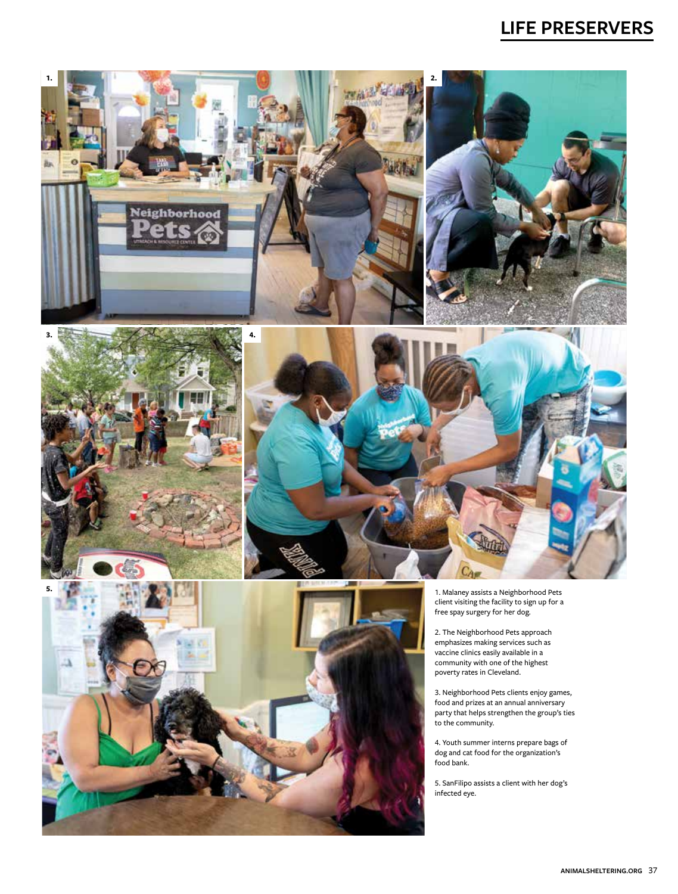1. Malaney assists a Neighborhood Pets client visiting the facility to sign up for a free spay surgery for her dog.

2. The Neighborhood Pets approach emphasizes making services such as vaccine clinics easily available in a community with one of the highest poverty rates in Cleveland.

3. Neighborhood Pets clients enjoy games, food and prizes at an annual anniversary party that helps strengthen the group's ties to the community.

4. Youth summer interns prepare bags of dog and cat food for the organization's food bank.

5. SanFilipo assists a client with her dog's infected eye.